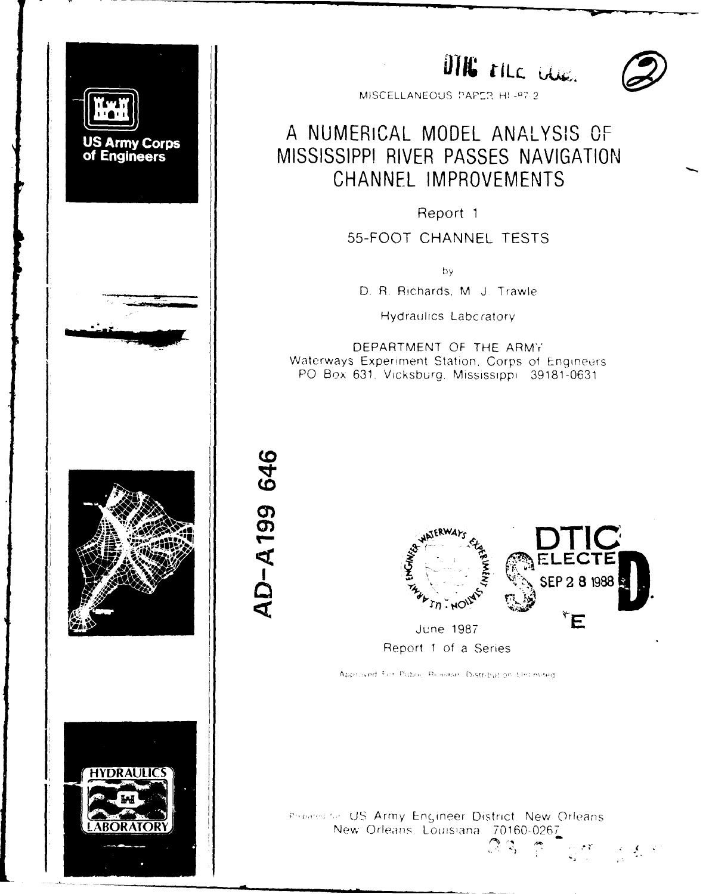DTIC FILE COPY

MISCELLANEOUS PAPER HL-87-2

# A NUMERICAL MODEL ANALYSIS OF MISSISSIPPI RIVER PASSES NAVIGATION CHANNEL IMPROVEMENTS

## Report 1

## 55-FOOT CHANNEL TESTS

by

D. R. Richards, M. J. Trawle

Hydraulics Laboratory

DEPARTMENT OF THE ARMY
Waterways Experiment Station, Corps of Engineers
PO Box 631, Vicksburg, Mississippi 39181-0631

AD-A199 646

DTIC ELECTE SEP 2 8 1988

June 1987

Report 1 of a Series

Approved For Public Release; Distribution Unlimited

US Army Corps of Engineers

HYDRAULICS LABORATORY

Prepared for US Army Engineer District, New Orleans
New Orleans, Louisiana 70160-0267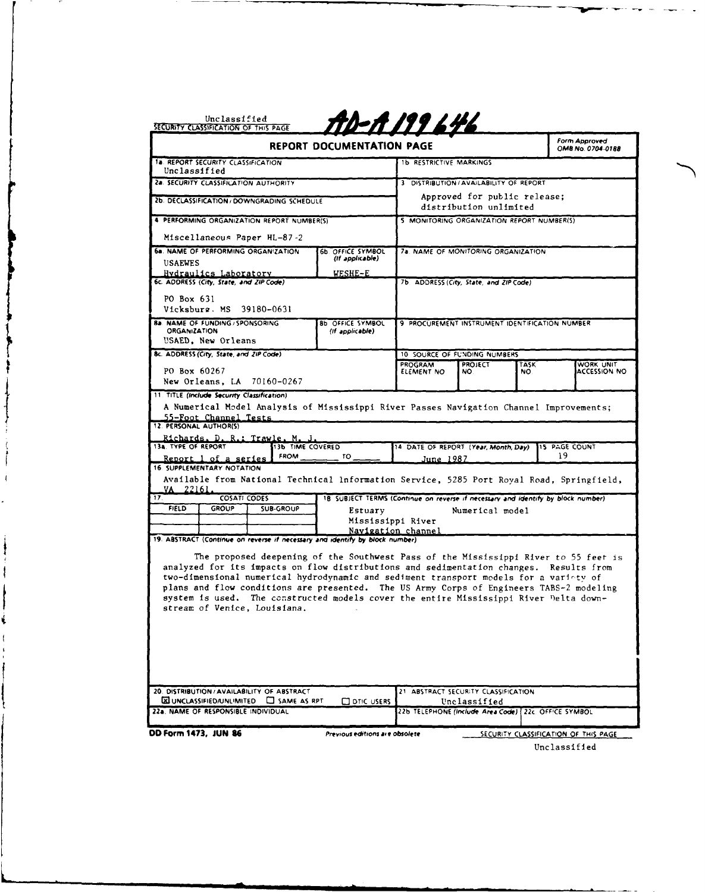Unclassified
SECURITY CLASSIFICATION OF THIS PAGE

AD-A199 646

# REPORT DOCUMENTATION PAGE

Form Approved OMB No. 0704-0188

| | |
|---|---|
| 1a. REPORT SECURITY CLASSIFICATION<br>Unclassified | 1b. RESTRICTIVE MARKINGS |
| 2a. SECURITY CLASSIFICATION AUTHORITY | 3. DISTRIBUTION/AVAILABILITY OF REPORT<br>Approved for public release; distribution unlimited |
| 2b. DECLASSIFICATION/DOWNGRADING SCHEDULE | |
| 4. PERFORMING ORGANIZATION REPORT NUMBER(S)<br>Miscellaneous Paper HL-87-2 | 5. MONITORING ORGANIZATION REPORT NUMBER(S) |
| 6a. NAME OF PERFORMING ORGANIZATION<br>USAEWES<br>Hydraulics Laboratory<br>6b. OFFICE SYMBOL (If applicable)<br>WESHE-E | 7a. NAME OF MONITORING ORGANIZATION |
| 6c. ADDRESS (City, State, and ZIP Code)<br>PO Box 631<br>Vicksburg, MS 39180-0631 | 7b. ADDRESS (City, State, and ZIP Code) |
| 8a. NAME OF FUNDING/SPONSORING ORGANIZATION<br>USAED, New Orleans<br>8b. OFFICE SYMBOL (If applicable) | 9. PROCUREMENT INSTRUMENT IDENTIFICATION NUMBER |
| 8c. ADDRESS (City, State, and ZIP Code)<br>PO Box 60267<br>New Orleans, LA 70160-0267 | 10. SOURCE OF FUNDING NUMBERS<br>PROGRAM ELEMENT NO. / PROJECT NO. / TASK NO. / WORK UNIT ACCESSION NO. |

11. TITLE (Include Security Classification)
A Numerical Model Analysis of Mississippi River Passes Navigation Channel Improvements; 55-Foot Channel Tests

12. PERSONAL AUTHOR(S)
Richards, D. R.; Trawle, M. J.

| 13a. TYPE OF REPORT | 13b. TIME COVERED | 14. DATE OF REPORT (Year, Month, Day) | 15. PAGE COUNT |
|---|---|---|---|
| Report 1 of a series | FROM ____ TO ____ | June 1987 | 19 |

16. SUPPLEMENTARY NOTATION
Available from National Technical Information Service, 5285 Port Royal Road, Springfield, VA 22161.

| 17. COSATI CODES | | | 18. SUBJECT TERMS (Continue on reverse if necessary and identify by block number) |
|---|---|---|---|
| FIELD | GROUP | SUB-GROUP | Estuary; Mississippi River; Navigation channel; Numerical model |

19. ABSTRACT (Continue on reverse if necessary and identify by block number)

The proposed deepening of the Southwest Pass of the Mississippi River to 55 feet is analyzed for its impacts on flow distributions and sedimentation changes. Results from two-dimensional numerical hydrodynamic and sediment transport models for a variety of plans and flow conditions are presented. The US Army Corps of Engineers TABS-2 modeling system is used. The constructed models cover the entire Mississippi River Delta downstream of Venice, Louisiana.

| | |
|---|---|
| 20. DISTRIBUTION/AVAILABILITY OF ABSTRACT<br>☒ UNCLASSIFIED/UNLIMITED ☐ SAME AS RPT ☐ DTIC USERS | 21. ABSTRACT SECURITY CLASSIFICATION<br>Unclassified |
| 22a. NAME OF RESPONSIBLE INDIVIDUAL | 22b. TELEPHONE (Include Area Code) / 22c. OFFICE SYMBOL |

DD Form 1473, JUN 86 — Previous editions are obsolete

SECURITY CLASSIFICATION OF THIS PAGE
Unclassified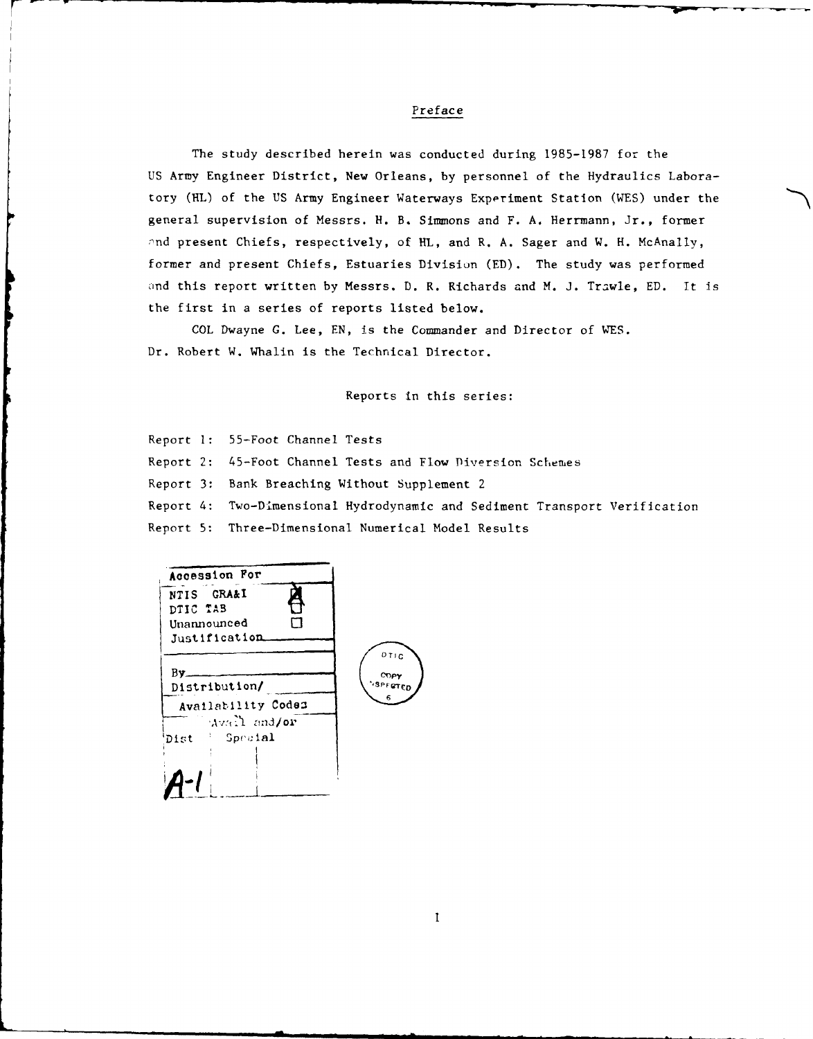## Preface

The study described herein was conducted during 1985-1987 for the US Army Engineer District, New Orleans, by personnel of the Hydraulics Laboratory (HL) of the US Army Engineer Waterways Experiment Station (WES) under the general supervision of Messrs. H. B. Simmons and F. A. Herrmann, Jr., former and present Chiefs, respectively, of HL, and R. A. Sager and W. H. McAnally, former and present Chiefs, Estuaries Division (ED). The study was performed and this report written by Messrs. D. R. Richards and M. J. Trawle, ED. It is the first in a series of reports listed below.

COL Dwayne G. Lee, EN, is the Commander and Director of WES. Dr. Robert W. Whalin is the Technical Director.

Reports in this series:

Report 1: 55-Foot Channel Tests
Report 2: 45-Foot Channel Tests and Flow Diversion Schemes
Report 3: Bank Breaching Without Supplement 2
Report 4: Two-Dimensional Hydrodynamic and Sediment Transport Verification
Report 5: Three-Dimensional Numerical Model Results

| Accession For | |
|---|---|
| NTIS GRA&I | ☒ |
| DTIC TAB | ☐ |
| Unannounced | ☐ |
| Justification | |
| By | |
| Distribution/ | |
| Availability Codes | |
| Dist | Avail and/or Special |
| A-1 | |

DTIC COPY INSPECTED 6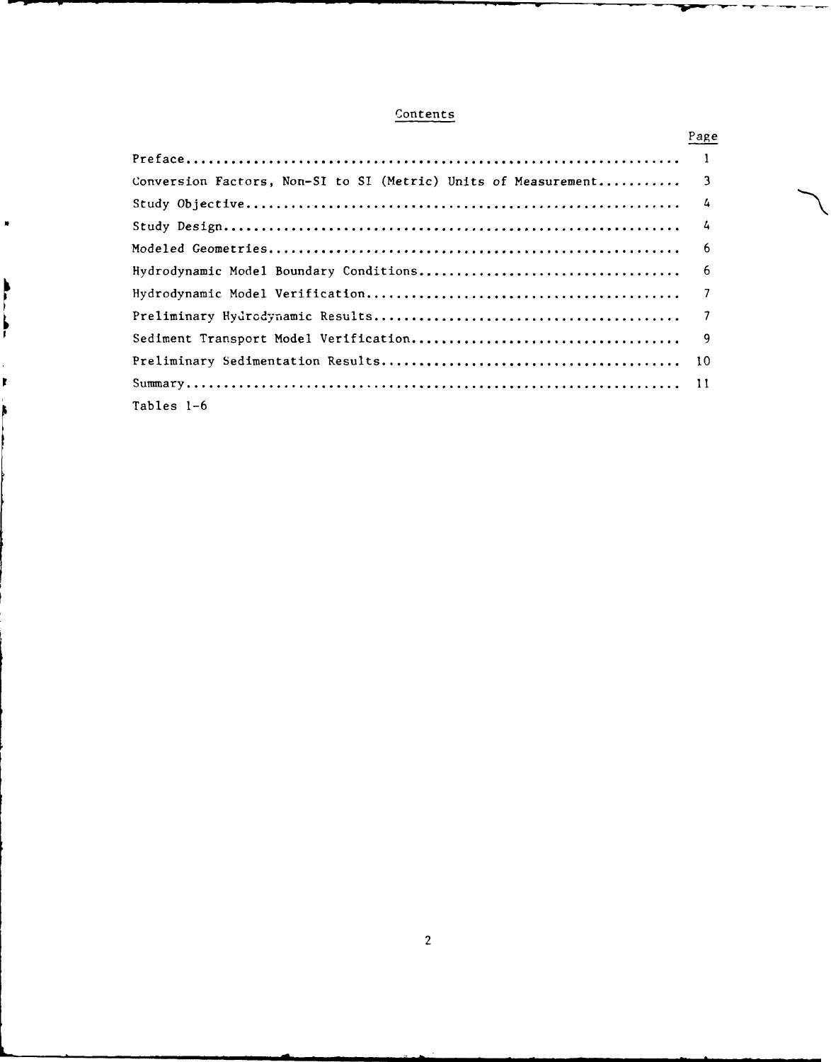# Contents

| | Page |
|---|---|
| Preface | 1 |
| Conversion Factors, Non-SI to SI (Metric) Units of Measurement | 3 |
| Study Objective | 4 |
| Study Design | 4 |
| Modeled Geometries | 6 |
| Hydrodynamic Model Boundary Conditions | 6 |
| Hydrodynamic Model Verification | 7 |
| Preliminary Hydrodynamic Results | 7 |
| Sediment Transport Model Verification | 9 |
| Preliminary Sedimentation Results | 10 |
| Summary | 11 |
| Tables 1-6 | |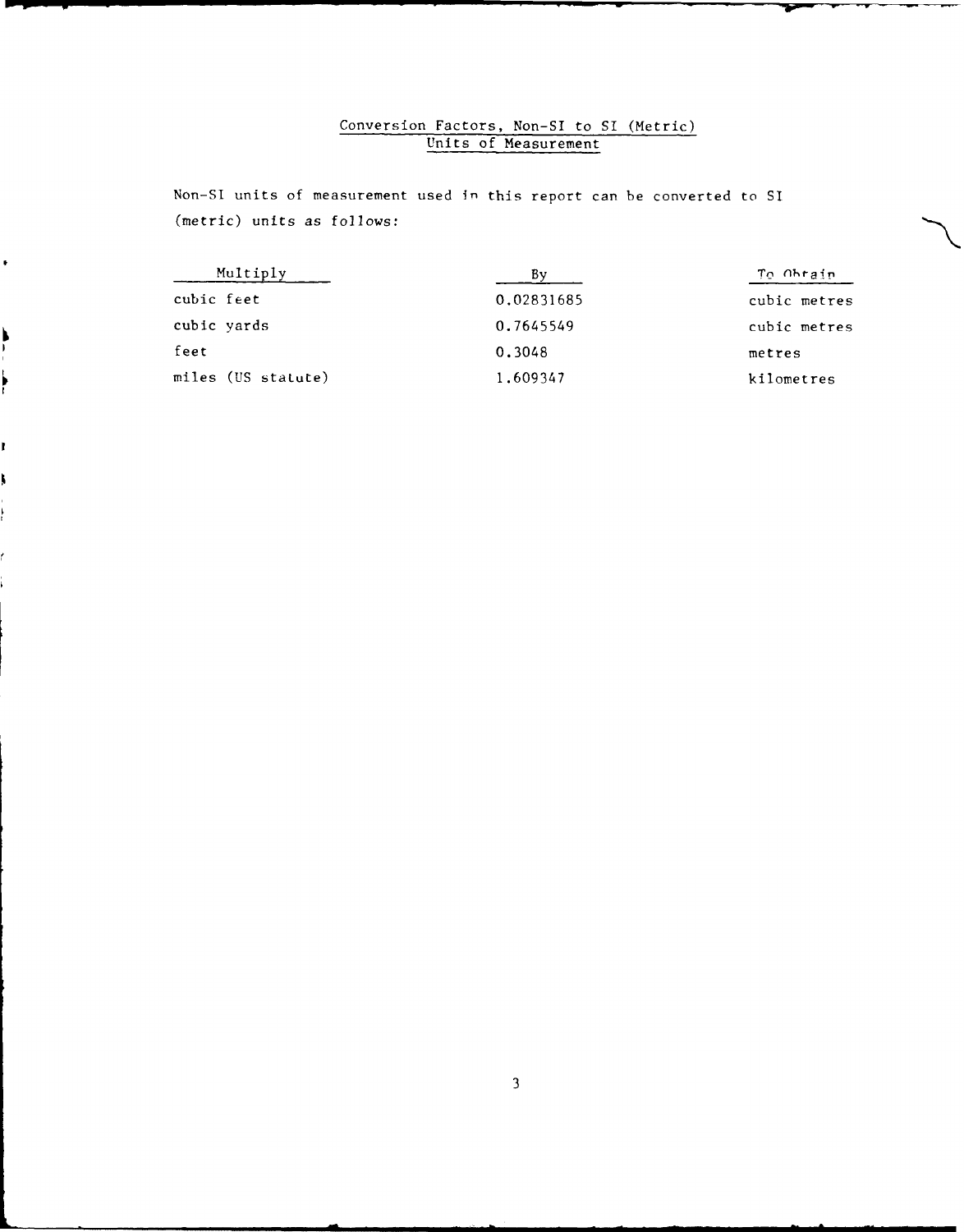## Conversion Factors, Non-SI to SI (Metric) Units of Measurement

Non-SI units of measurement used in this report can be converted to SI (metric) units as follows:

| Multiply | By | To Obtain |
|---|---|---|
| cubic feet | 0.02831685 | cubic metres |
| cubic yards | 0.7645549 | cubic metres |
| feet | 0.3048 | metres |
| miles (US statute) | 1.609347 | kilometres |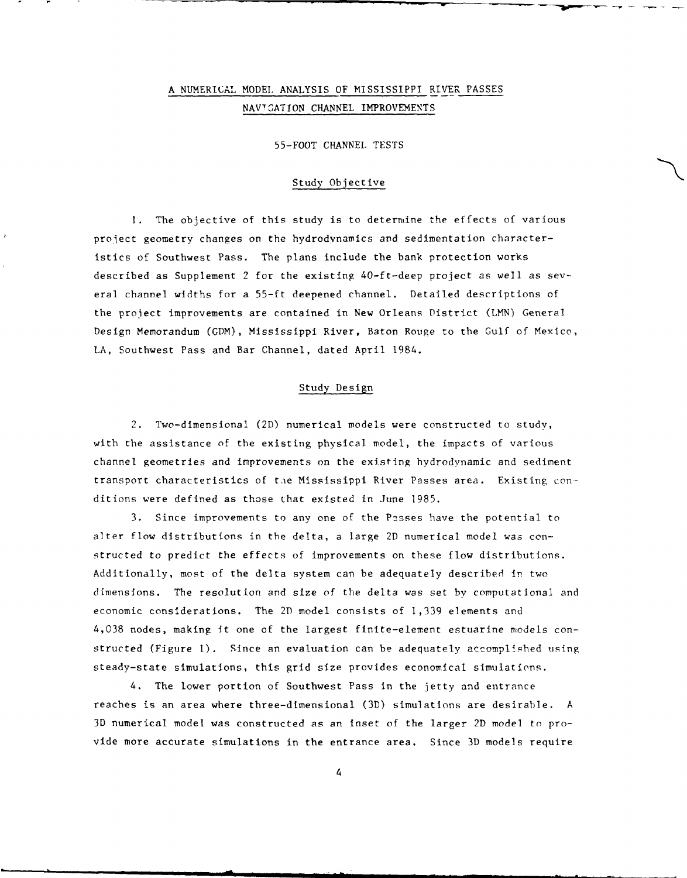# A NUMERICAL MODEL ANALYSIS OF MISSISSIPPI RIVER PASSES NAVIGATION CHANNEL IMPROVEMENTS

## 55-FOOT CHANNEL TESTS

### Study Objective

1. The objective of this study is to determine the effects of various project geometry changes on the hydrodynamics and sedimentation characteristics of Southwest Pass. The plans include the bank protection works described as Supplement 2 for the existing 40-ft-deep project as well as several channel widths for a 55-ft deepened channel. Detailed descriptions of the project improvements are contained in New Orleans District (LMN) General Design Memorandum (GDM), Mississippi River, Baton Rouge to the Gulf of Mexico, LA, Southwest Pass and Bar Channel, dated April 1984.

### Study Design

2. Two-dimensional (2D) numerical models were constructed to study, with the assistance of the existing physical model, the impacts of various channel geometries and improvements on the existing hydrodynamic and sediment transport characteristics of the Mississippi River Passes area. Existing conditions were defined as those that existed in June 1985.

3. Since improvements to any one of the Passes have the potential to alter flow distributions in the delta, a large 2D numerical model was constructed to predict the effects of improvements on these flow distributions. Additionally, most of the delta system can be adequately described in two dimensions. The resolution and size of the delta was set by computational and economic considerations. The 2D model consists of 1,339 elements and 4,038 nodes, making it one of the largest finite-element estuarine models constructed (Figure 1). Since an evaluation can be adequately accomplished using steady-state simulations, this grid size provides economical simulations.

4. The lower portion of Southwest Pass in the jetty and entrance reaches is an area where three-dimensional (3D) simulations are desirable. A 3D numerical model was constructed as an inset of the larger 2D model to provide more accurate simulations in the entrance area. Since 3D models require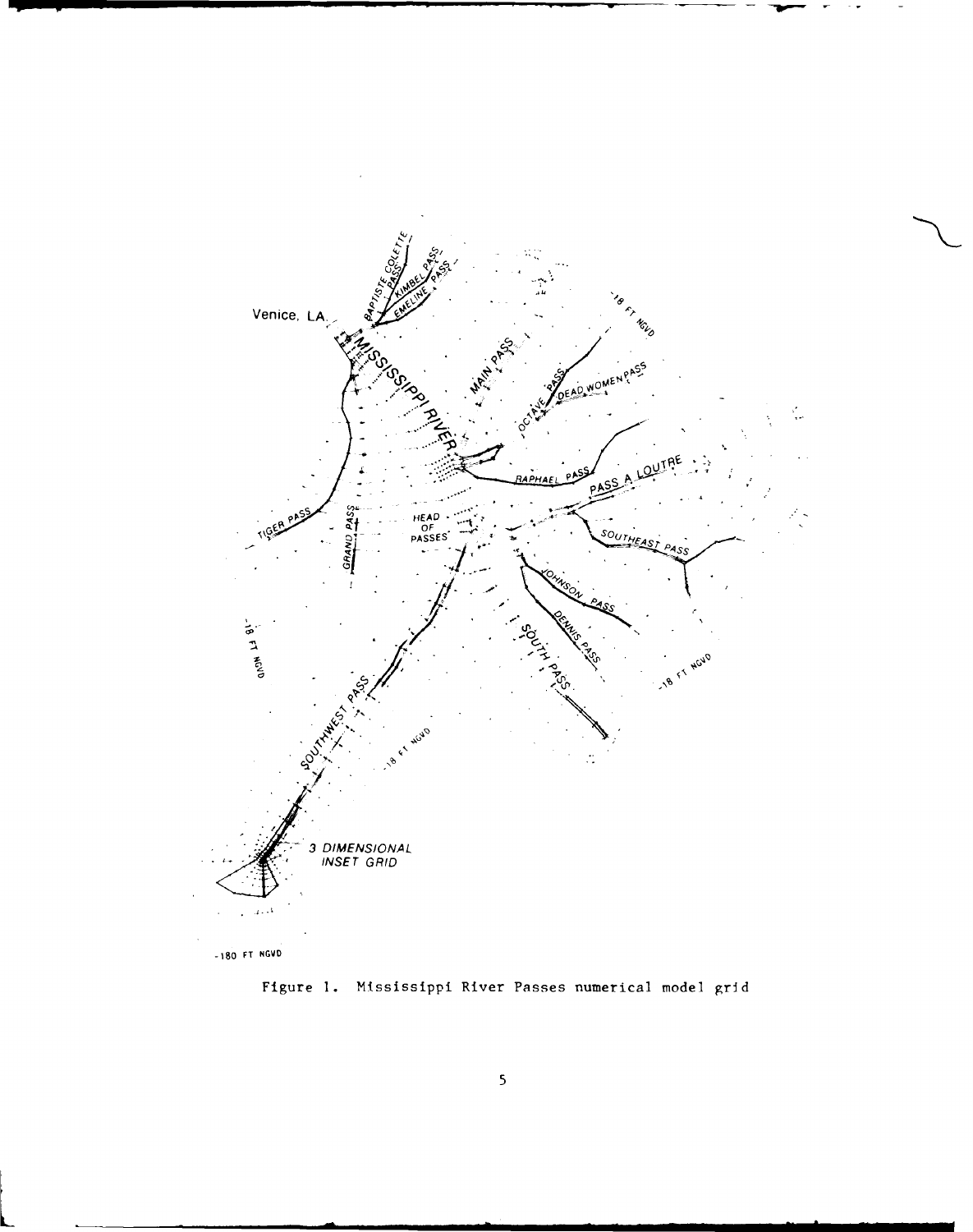Figure 1. Mississippi River Passes numerical model grid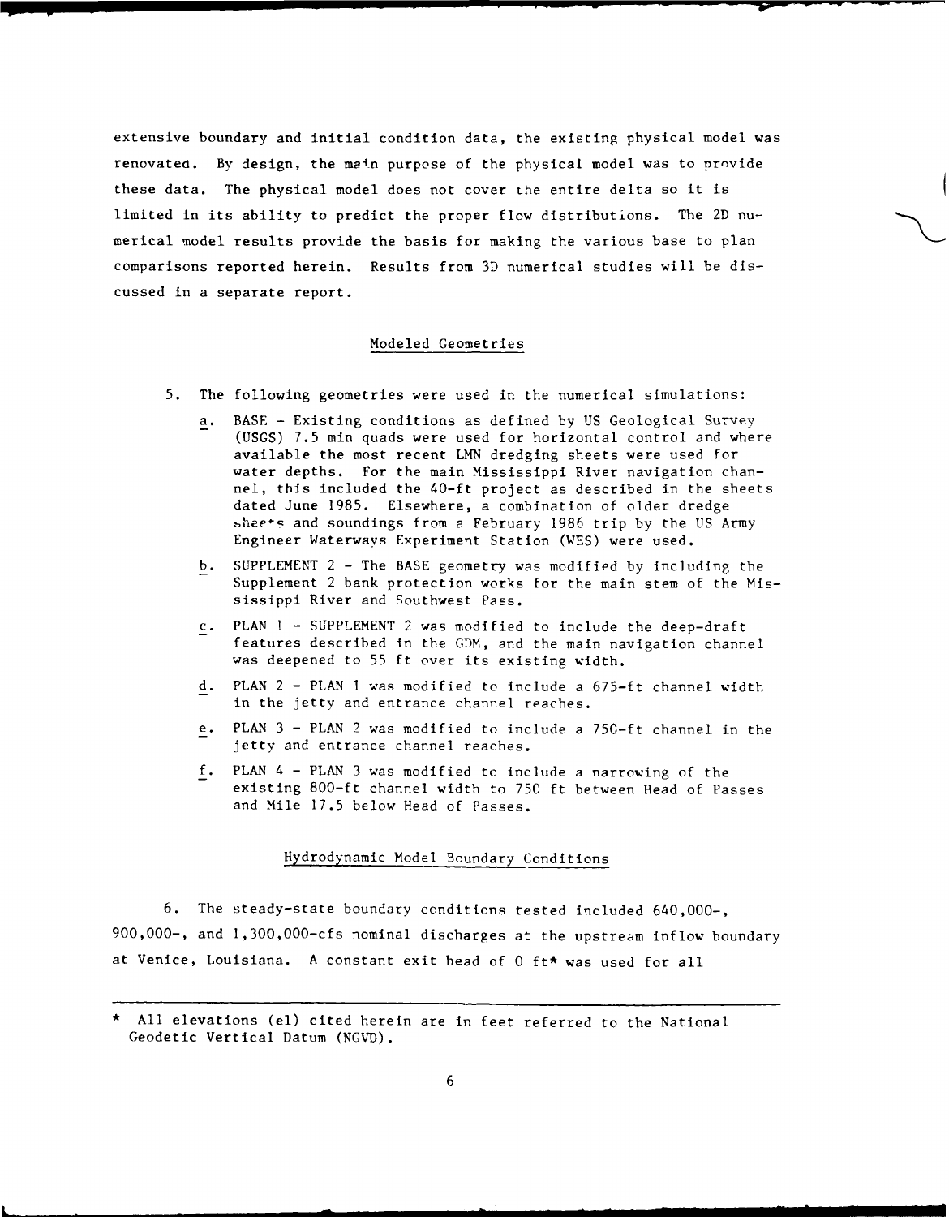extensive boundary and initial condition data, the existing physical model was renovated. By design, the main purpose of the physical model was to provide these data. The physical model does not cover the entire delta so it is limited in its ability to predict the proper flow distributions. The 2D numerical model results provide the basis for making the various base to plan comparisons reported herein. Results from 3D numerical studies will be discussed in a separate report.

## Modeled Geometries

5. The following geometries were used in the numerical simulations:

   a. BASE - Existing conditions as defined by US Geological Survey (USGS) 7.5 min quads were used for horizontal control and where available the most recent LMN dredging sheets were used for water depths. For the main Mississippi River navigation channel, this included the 40-ft project as described in the sheets dated June 1985. Elsewhere, a combination of older dredge sheets and soundings from a February 1986 trip by the US Army Engineer Waterways Experiment Station (WES) were used.

   b. SUPPLEMENT 2 - The BASE geometry was modified by including the Supplement 2 bank protection works for the main stem of the Mississippi River and Southwest Pass.

   c. PLAN 1 - SUPPLEMENT 2 was modified to include the deep-draft features described in the GDM, and the main navigation channel was deepened to 55 ft over its existing width.

   d. PLAN 2 - PLAN 1 was modified to include a 675-ft channel width in the jetty and entrance channel reaches.

   e. PLAN 3 - PLAN 2 was modified to include a 750-ft channel in the jetty and entrance channel reaches.

   f. PLAN 4 - PLAN 3 was modified to include a narrowing of the existing 800-ft channel width to 750 ft between Head of Passes and Mile 17.5 below Head of Passes.

## Hydrodynamic Model Boundary Conditions

6. The steady-state boundary conditions tested included 640,000-, 900,000-, and 1,300,000-cfs nominal discharges at the upstream inflow boundary at Venice, Louisiana. A constant exit head of 0 ft* was used for all

---

\* All elevations (el) cited herein are in feet referred to the National Geodetic Vertical Datum (NGVD).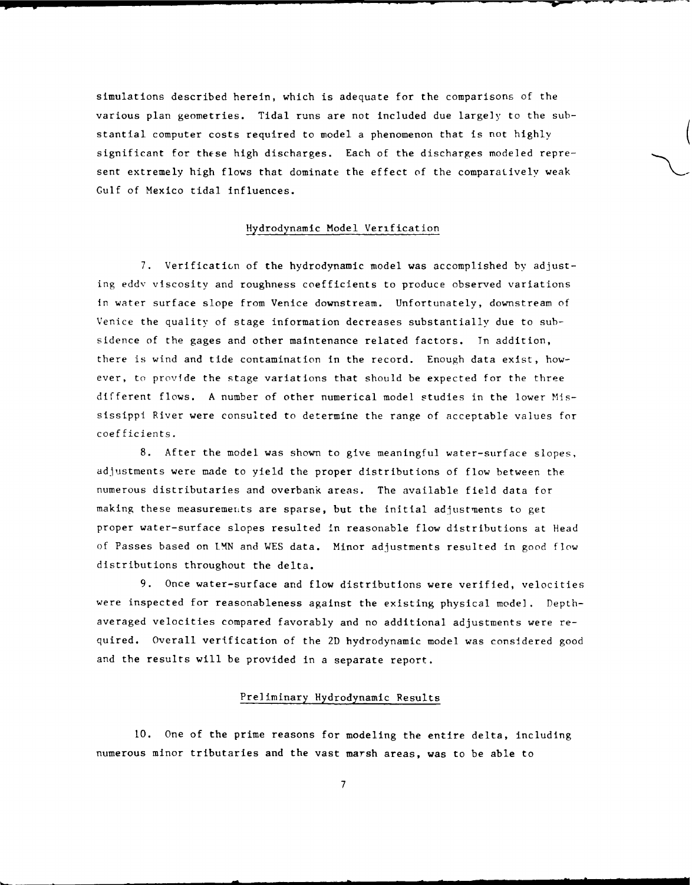simulations described herein, which is adequate for the comparisons of the various plan geometries. Tidal runs are not included due largely to the substantial computer costs required to model a phenomenon that is not highly significant for these high discharges. Each of the discharges modeled represent extremely high flows that dominate the effect of the comparatively weak Gulf of Mexico tidal influences.

## Hydrodynamic Model Verification

7. Verification of the hydrodynamic model was accomplished by adjusting eddy viscosity and roughness coefficients to produce observed variations in water surface slope from Venice downstream. Unfortunately, downstream of Venice the quality of stage information decreases substantially due to subsidence of the gages and other maintenance related factors. In addition, there is wind and tide contamination in the record. Enough data exist, however, to provide the stage variations that should be expected for the three different flows. A number of other numerical model studies in the lower Mississippi River were consulted to determine the range of acceptable values for coefficients.

8. After the model was shown to give meaningful water-surface slopes, adjustments were made to yield the proper distributions of flow between the numerous distributaries and overbank areas. The available field data for making these measurements are sparse, but the initial adjustments to get proper water-surface slopes resulted in reasonable flow distributions at Head of Passes based on LMN and WES data. Minor adjustments resulted in good flow distributions throughout the delta.

9. Once water-surface and flow distributions were verified, velocities were inspected for reasonableness against the existing physical model. Depth-averaged velocities compared favorably and no additional adjustments were required. Overall verification of the 2D hydrodynamic model was considered good and the results will be provided in a separate report.

## Preliminary Hydrodynamic Results

10. One of the prime reasons for modeling the entire delta, including numerous minor tributaries and the vast marsh areas, was to be able to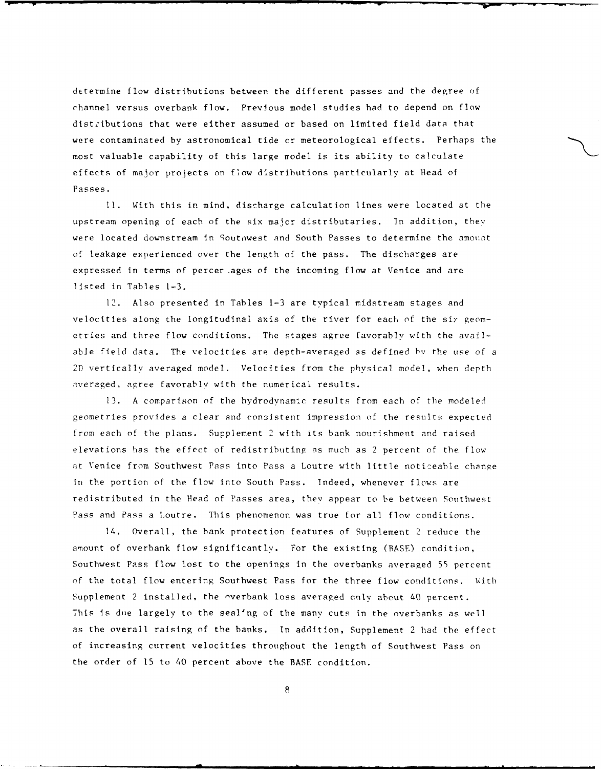determine flow distributions between the different passes and the degree of channel versus overbank flow. Previous model studies had to depend on flow distributions that were either assumed or based on limited field data that were contaminated by astronomical tide or meteorological effects. Perhaps the most valuable capability of this large model is its ability to calculate effects of major projects on flow distributions particularly at Head of Passes.

11. With this in mind, discharge calculation lines were located at the upstream opening of each of the six major distributaries. In addition, they were located downstream in Southwest and South Passes to determine the amount of leakage experienced over the length of the pass. The discharges are expressed in terms of percentages of the incoming flow at Venice and are listed in Tables 1-3.

12. Also presented in Tables 1-3 are typical midstream stages and velocities along the longitudinal axis of the river for each of the six geometries and three flow conditions. The stages agree favorably with the available field data. The velocities are depth-averaged as defined by the use of a 2D vertically averaged model. Velocities from the physical model, when depth averaged, agree favorably with the numerical results.

13. A comparison of the hydrodynamic results from each of the modeled geometries provides a clear and consistent impression of the results expected from each of the plans. Supplement 2 with its bank nourishment and raised elevations has the effect of redistributing as much as 2 percent of the flow at Venice from Southwest Pass into Pass a Loutre with little noticeable change in the portion of the flow into South Pass. Indeed, whenever flows are redistributed in the Head of Passes area, they appear to be between Southwest Pass and Pass a Loutre. This phenomenon was true for all flow conditions.

14. Overall, the bank protection features of Supplement 2 reduce the amount of overbank flow significantly. For the existing (BASE) condition, Southwest Pass flow lost to the openings in the overbanks averaged 55 percent of the total flow entering Southwest Pass for the three flow conditions. With Supplement 2 installed, the overbank loss averaged only about 40 percent. This is due largely to the sealing of the many cuts in the overbanks as well as the overall raising of the banks. In addition, Supplement 2 had the effect of increasing current velocities throughout the length of Southwest Pass on the order of 15 to 40 percent above the BASE condition.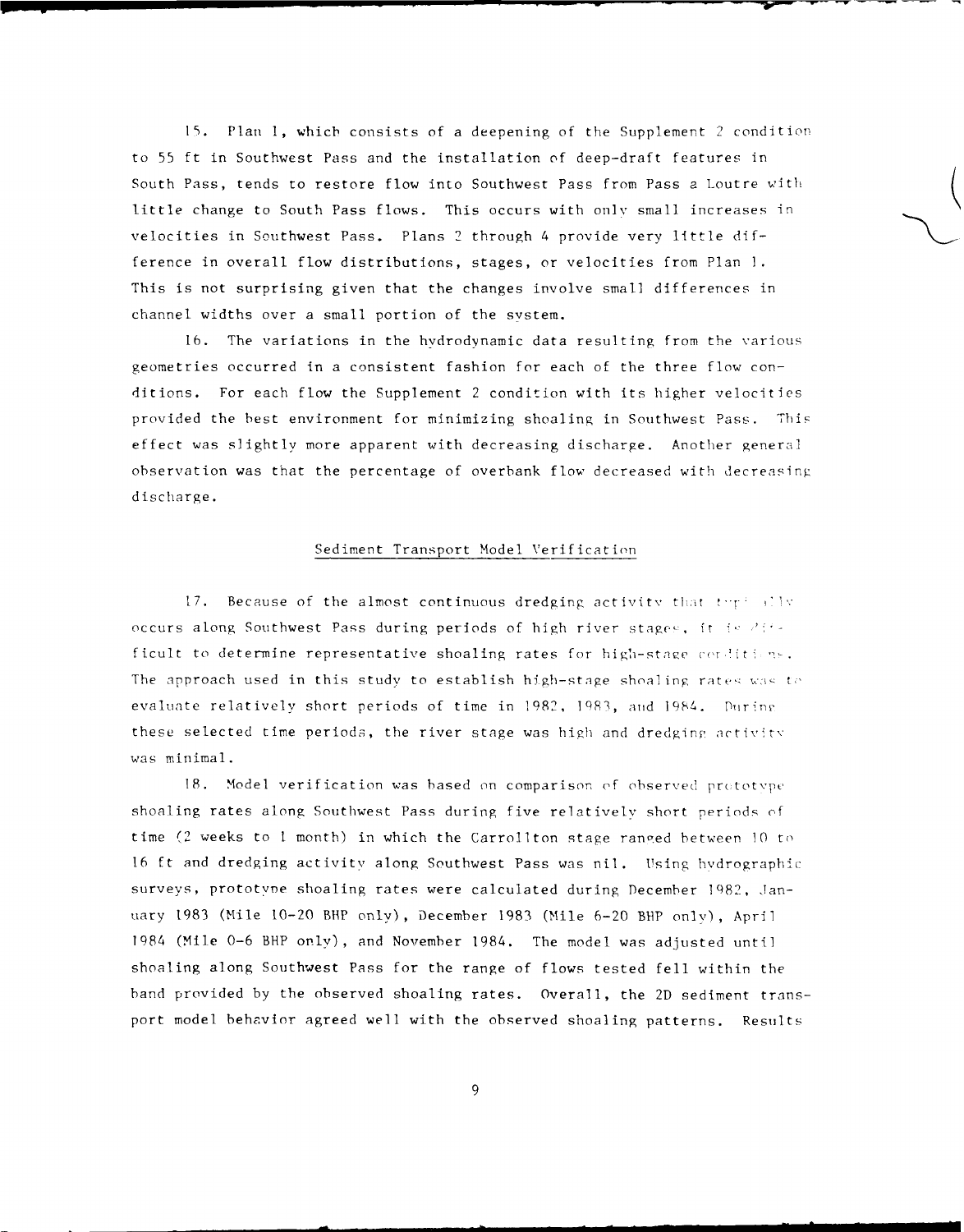15. Plan 1, which consists of a deepening of the Supplement 2 condition to 55 ft in Southwest Pass and the installation of deep-draft features in South Pass, tends to restore flow into Southwest Pass from Pass a Loutre with little change to South Pass flows. This occurs with only small increases in velocities in Southwest Pass. Plans 2 through 4 provide very little difference in overall flow distributions, stages, or velocities from Plan 1. This is not surprising given that the changes involve small differences in channel widths over a small portion of the system.

16. The variations in the hydrodynamic data resulting from the various geometries occurred in a consistent fashion for each of the three flow conditions. For each flow the Supplement 2 condition with its higher velocities provided the best environment for minimizing shoaling in Southwest Pass. This effect was slightly more apparent with decreasing discharge. Another general observation was that the percentage of overbank flow decreased with decreasing discharge.

## Sediment Transport Model Verification

17. Because of the almost continuous dredging activity that typically occurs along Southwest Pass during periods of high river stages, it is difficult to determine representative shoaling rates for high-stage conditions. The approach used in this study to establish high-stage shoaling rates was to evaluate relatively short periods of time in 1982, 1983, and 1984. During these selected time periods, the river stage was high and dredging activity was minimal.

18. Model verification was based on comparison of observed prototype shoaling rates along Southwest Pass during five relatively short periods of time (2 weeks to 1 month) in which the Carrollton stage ranged between 10 to 16 ft and dredging activity along Southwest Pass was nil. Using hydrographic surveys, prototype shoaling rates were calculated during December 1982, January 1983 (Mile 10-20 BHP only), December 1983 (Mile 6-20 BHP only), April 1984 (Mile 0-6 BHP only), and November 1984. The model was adjusted until shoaling along Southwest Pass for the range of flows tested fell within the band provided by the observed shoaling rates. Overall, the 2D sediment transport model behavior agreed well with the observed shoaling patterns. Results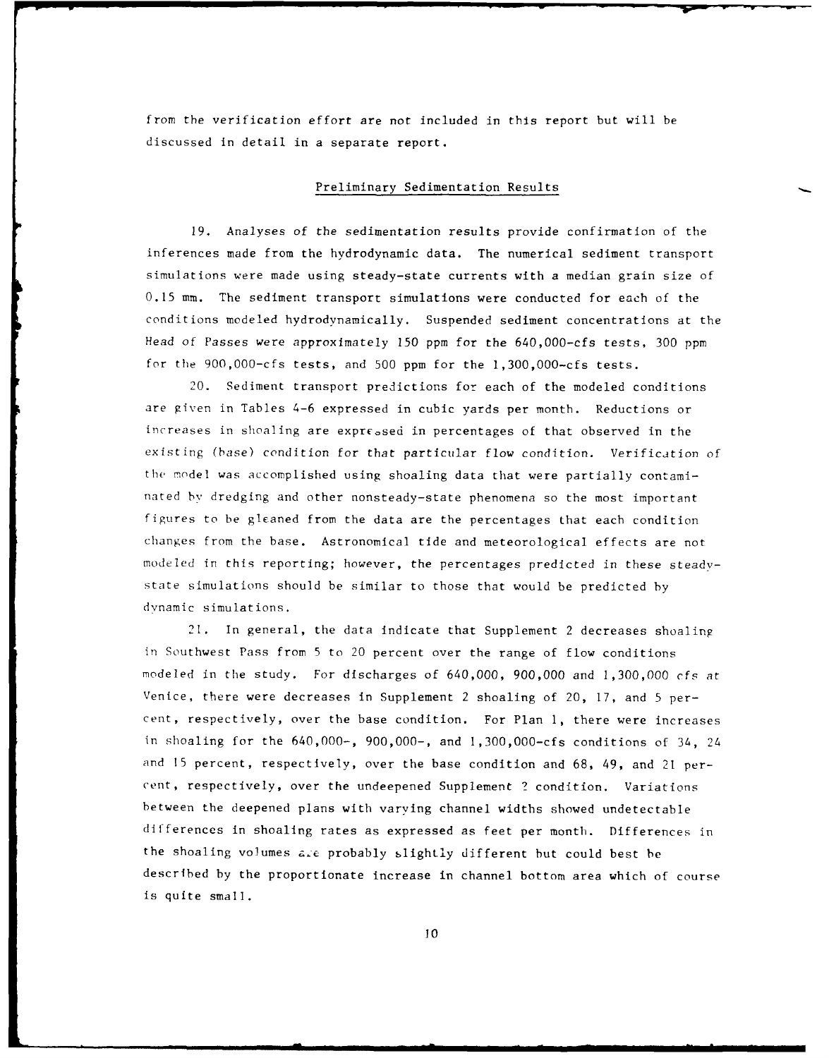from the verification effort are not included in this report but will be discussed in detail in a separate report.

## Preliminary Sedimentation Results

19. Analyses of the sedimentation results provide confirmation of the inferences made from the hydrodynamic data. The numerical sediment transport simulations were made using steady-state currents with a median grain size of 0.15 mm. The sediment transport simulations were conducted for each of the conditions modeled hydrodynamically. Suspended sediment concentrations at the Head of Passes were approximately 150 ppm for the 640,000-cfs tests, 300 ppm for the 900,000-cfs tests, and 500 ppm for the 1,300,000-cfs tests.

20. Sediment transport predictions for each of the modeled conditions are given in Tables 4-6 expressed in cubic yards per month. Reductions or increases in shoaling are expressed in percentages of that observed in the existing (base) condition for that particular flow condition. Verification of the model was accomplished using shoaling data that were partially contaminated by dredging and other nonsteady-state phenomena so the most important figures to be gleaned from the data are the percentages that each condition changes from the base. Astronomical tide and meteorological effects are not modeled in this reporting; however, the percentages predicted in these steady-state simulations should be similar to those that would be predicted by dynamic simulations.

21. In general, the data indicate that Supplement 2 decreases shoaling in Southwest Pass from 5 to 20 percent over the range of flow conditions modeled in the study. For discharges of 640,000, 900,000 and 1,300,000 cfs at Venice, there were decreases in Supplement 2 shoaling of 20, 17, and 5 percent, respectively, over the base condition. For Plan 1, there were increases in shoaling for the 640,000-, 900,000-, and 1,300,000-cfs conditions of 34, 24 and 15 percent, respectively, over the base condition and 68, 49, and 21 percent, respectively, over the undeepened Supplement 2 condition. Variations between the deepened plans with varying channel widths showed undetectable differences in shoaling rates as expressed as feet per month. Differences in the shoaling volumes are probably slightly different but could best be described by the proportionate increase in channel bottom area which of course is quite small.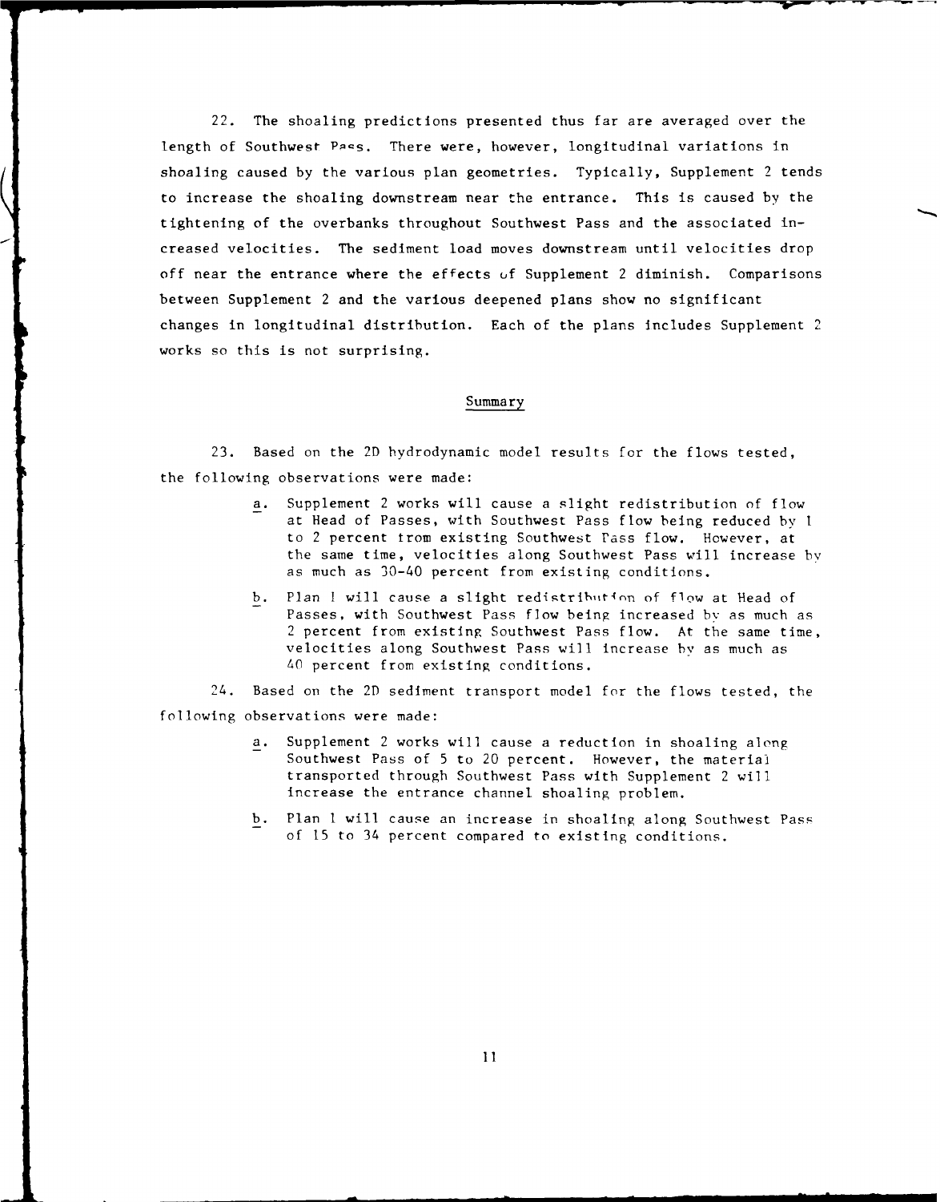22. The shoaling predictions presented thus far are averaged over the length of Southwest Pass. There were, however, longitudinal variations in shoaling caused by the various plan geometries. Typically, Supplement 2 tends to increase the shoaling downstream near the entrance. This is caused by the tightening of the overbanks throughout Southwest Pass and the associated increased velocities. The sediment load moves downstream until velocities drop off near the entrance where the effects of Supplement 2 diminish. Comparisons between Supplement 2 and the various deepened plans show no significant changes in longitudinal distribution. Each of the plans includes Supplement 2 works so this is not surprising.

## Summary

23. Based on the 2D hydrodynamic model results for the flows tested, the following observations were made:

- a. Supplement 2 works will cause a slight redistribution of flow at Head of Passes, with Southwest Pass flow being reduced by 1 to 2 percent from existing Southwest Pass flow. However, at the same time, velocities along Southwest Pass will increase by as much as 30-40 percent from existing conditions.
- b. Plan 1 will cause a slight redistribution of flow at Head of Passes, with Southwest Pass flow being increased by as much as 2 percent from existing Southwest Pass flow. At the same time, velocities along Southwest Pass will increase by as much as 40 percent from existing conditions.

24. Based on the 2D sediment transport model for the flows tested, the following observations were made:

- a. Supplement 2 works will cause a reduction in shoaling along Southwest Pass of 5 to 20 percent. However, the material transported through Southwest Pass with Supplement 2 will increase the entrance channel shoaling problem.
- b. Plan 1 will cause an increase in shoaling along Southwest Pass of 15 to 34 percent compared to existing conditions.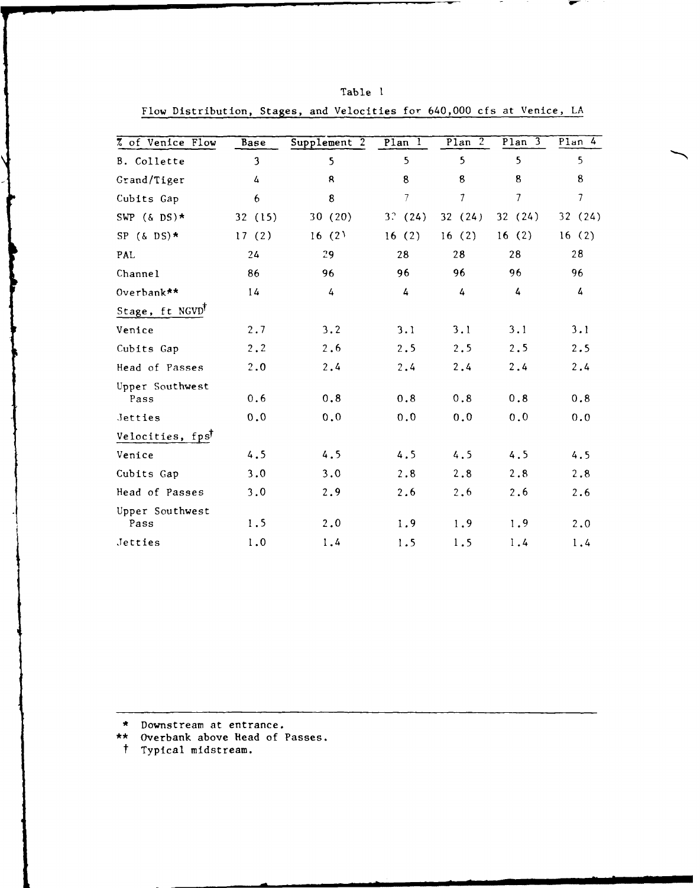Table 1

Flow Distribution, Stages, and Velocities for 640,000 cfs at Venice, LA

| % of Venice Flow | Base | Supplement 2 | Plan 1 | Plan 2 | Plan 3 | Plan 4 |
|---|---|---|---|---|---|---|
| B. Collette | 3 | 5 | 5 | 5 | 5 | 5 |
| Grand/Tiger | 4 | 8 | 8 | 8 | 8 | 8 |
| Cubits Gap | 6 | 8 | 7 | 7 | 7 | 7 |
| SWP (& DS)* | 32 (15) | 30 (20) | 32 (24) | 32 (24) | 32 (24) | 32 (24) |
| SP (& DS)* | 17 (2) | 16 (2) | 16 (2) | 16 (2) | 16 (2) | 16 (2) |
| PAL | 24 | 29 | 28 | 28 | 28 | 28 |
| Channel | 86 | 96 | 96 | 96 | 96 | 96 |
| Overbank** | 14 | 4 | 4 | 4 | 4 | 4 |
| Stage, ft NGVD† | | | | | | |
| Venice | 2.7 | 3.2 | 3.1 | 3.1 | 3.1 | 3.1 |
| Cubits Gap | 2.2 | 2.6 | 2.5 | 2.5 | 2.5 | 2.5 |
| Head of Passes | 2.0 | 2.4 | 2.4 | 2.4 | 2.4 | 2.4 |
| Upper Southwest Pass | 0.6 | 0.8 | 0.8 | 0.8 | 0.8 | 0.8 |
| Jetties | 0.0 | 0.0 | 0.0 | 0.0 | 0.0 | 0.0 |
| Velocities, fps† | | | | | | |
| Venice | 4.5 | 4.5 | 4.5 | 4.5 | 4.5 | 4.5 |
| Cubits Gap | 3.0 | 3.0 | 2.8 | 2.8 | 2.8 | 2.8 |
| Head of Passes | 3.0 | 2.9 | 2.6 | 2.6 | 2.6 | 2.6 |
| Upper Southwest Pass | 1.5 | 2.0 | 1.9 | 1.9 | 1.9 | 2.0 |
| Jetties | 1.0 | 1.4 | 1.5 | 1.5 | 1.4 | 1.4 |

\* Downstream at entrance.

\*\* Overbank above Head of Passes.

† Typical midstream.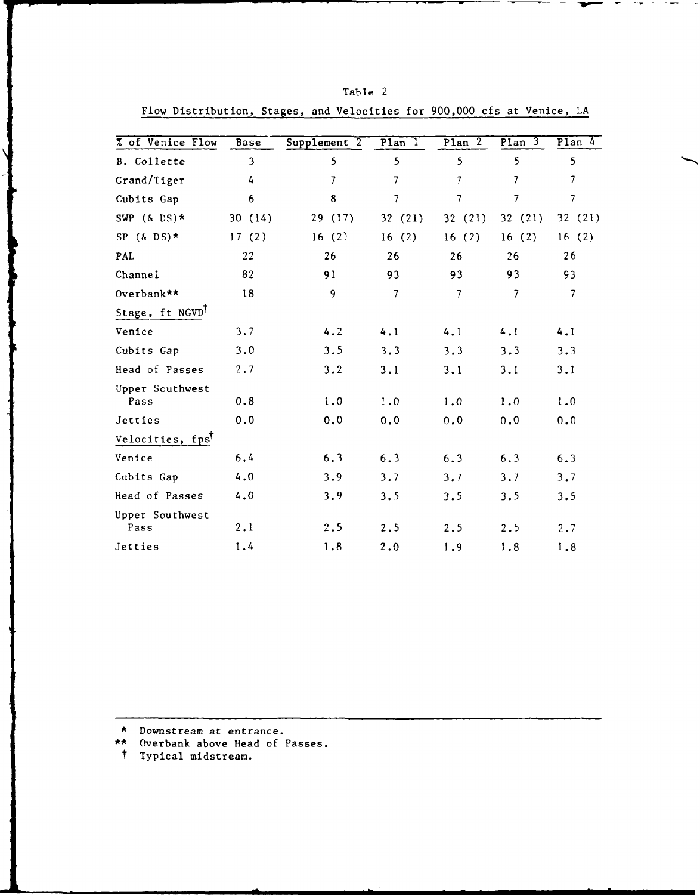Table 2

Flow Distribution, Stages, and Velocities for 900,000 cfs at Venice, LA

| % of Venice Flow | Base | Supplement 2 | Plan 1 | Plan 2 | Plan 3 | Plan 4 |
|---|---|---|---|---|---|---|
| B. Collette | 3 | 5 | 5 | 5 | 5 | 5 |
| Grand/Tiger | 4 | 7 | 7 | 7 | 7 | 7 |
| Cubits Gap | 6 | 8 | 7 | 7 | 7 | 7 |
| SWP (& DS)* | 30 (14) | 29 (17) | 32 (21) | 32 (21) | 32 (21) | 32 (21) |
| SP (& DS)* | 17 (2) | 16 (2) | 16 (2) | 16 (2) | 16 (2) | 16 (2) |
| PAL | 22 | 26 | 26 | 26 | 26 | 26 |
| Channel | 82 | 91 | 93 | 93 | 93 | 93 |
| Overbank** | 18 | 9 | 7 | 7 | 7 | 7 |
| Stage, ft NGVD† | | | | | | |
| Venice | 3.7 | 4.2 | 4.1 | 4.1 | 4.1 | 4.1 |
| Cubits Gap | 3.0 | 3.5 | 3.3 | 3.3 | 3.3 | 3.3 |
| Head of Passes | 2.7 | 3.2 | 3.1 | 3.1 | 3.1 | 3.1 |
| Upper Southwest Pass | 0.8 | 1.0 | 1.0 | 1.0 | 1.0 | 1.0 |
| Jetties | 0.0 | 0.0 | 0.0 | 0.0 | 0.0 | 0.0 |
| Velocities, fps† | | | | | | |
| Venice | 6.4 | 6.3 | 6.3 | 6.3 | 6.3 | 6.3 |
| Cubits Gap | 4.0 | 3.9 | 3.7 | 3.7 | 3.7 | 3.7 |
| Head of Passes | 4.0 | 3.9 | 3.5 | 3.5 | 3.5 | 3.5 |
| Upper Southwest Pass | 2.1 | 2.5 | 2.5 | 2.5 | 2.5 | 2.7 |
| Jetties | 1.4 | 1.8 | 2.0 | 1.9 | 1.8 | 1.8 |

\* Downstream at entrance.

\*\* Overbank above Head of Passes.

† Typical midstream.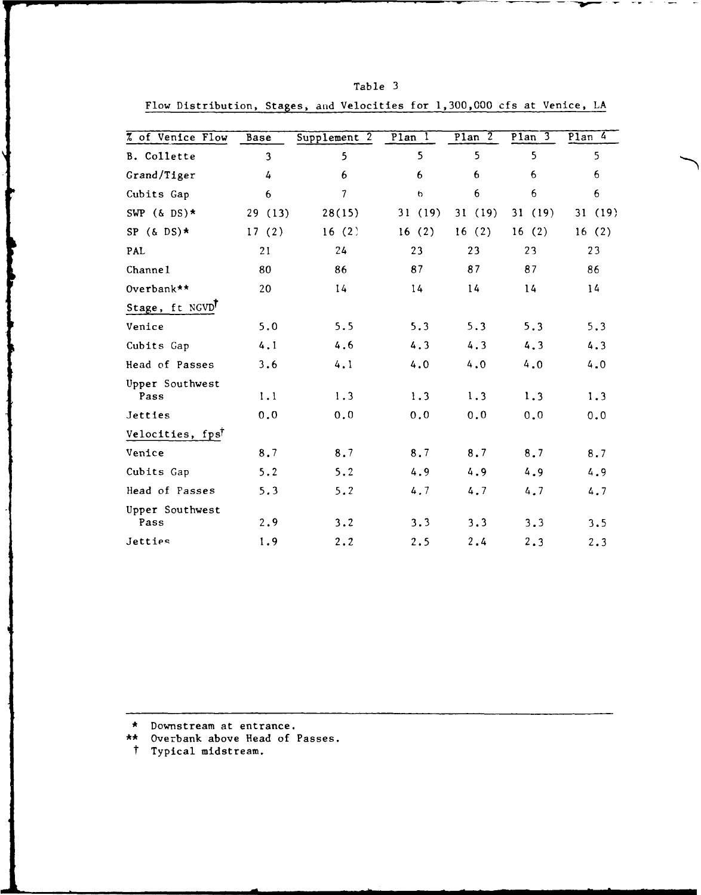Table 3

Flow Distribution, Stages, and Velocities for 1,300,000 cfs at Venice, LA

| % of Venice Flow | Base | Supplement 2 | Plan 1 | Plan 2 | Plan 3 | Plan 4 |
|---|---|---|---|---|---|---|
| B. Collette | 3 | 5 | 5 | 5 | 5 | 5 |
| Grand/Tiger | 4 | 6 | 6 | 6 | 6 | 6 |
| Cubits Gap | 6 | 7 | 6 | 6 | 6 | 6 |
| SWP (& DS)* | 29 (13) | 28(15) | 31 (19) | 31 (19) | 31 (19) | 31 (19) |
| SP (& DS)* | 17 (2) | 16 (2) | 16 (2) | 16 (2) | 16 (2) | 16 (2) |
| PAL | 21 | 24 | 23 | 23 | 23 | 23 |
| Channel | 80 | 86 | 87 | 87 | 87 | 86 |
| Overbank** | 20 | 14 | 14 | 14 | 14 | 14 |
| Stage, ft NGVD† | | | | | | |
| Venice | 5.0 | 5.5 | 5.3 | 5.3 | 5.3 | 5.3 |
| Cubits Gap | 4.1 | 4.6 | 4.3 | 4.3 | 4.3 | 4.3 |
| Head of Passes | 3.6 | 4.1 | 4.0 | 4.0 | 4.0 | 4.0 |
| Upper Southwest Pass | 1.1 | 1.3 | 1.3 | 1.3 | 1.3 | 1.3 |
| Jetties | 0.0 | 0.0 | 0.0 | 0.0 | 0.0 | 0.0 |
| Velocities, fps† | | | | | | |
| Venice | 8.7 | 8.7 | 8.7 | 8.7 | 8.7 | 8.7 |
| Cubits Gap | 5.2 | 5.2 | 4.9 | 4.9 | 4.9 | 4.9 |
| Head of Passes | 5.3 | 5.2 | 4.7 | 4.7 | 4.7 | 4.7 |
| Upper Southwest Pass | 2.9 | 3.2 | 3.3 | 3.3 | 3.3 | 3.5 |
| Jetties | 1.9 | 2.2 | 2.5 | 2.4 | 2.3 | 2.3 |

\* Downstream at entrance.

\*\* Overbank above Head of Passes.

† Typical midstream.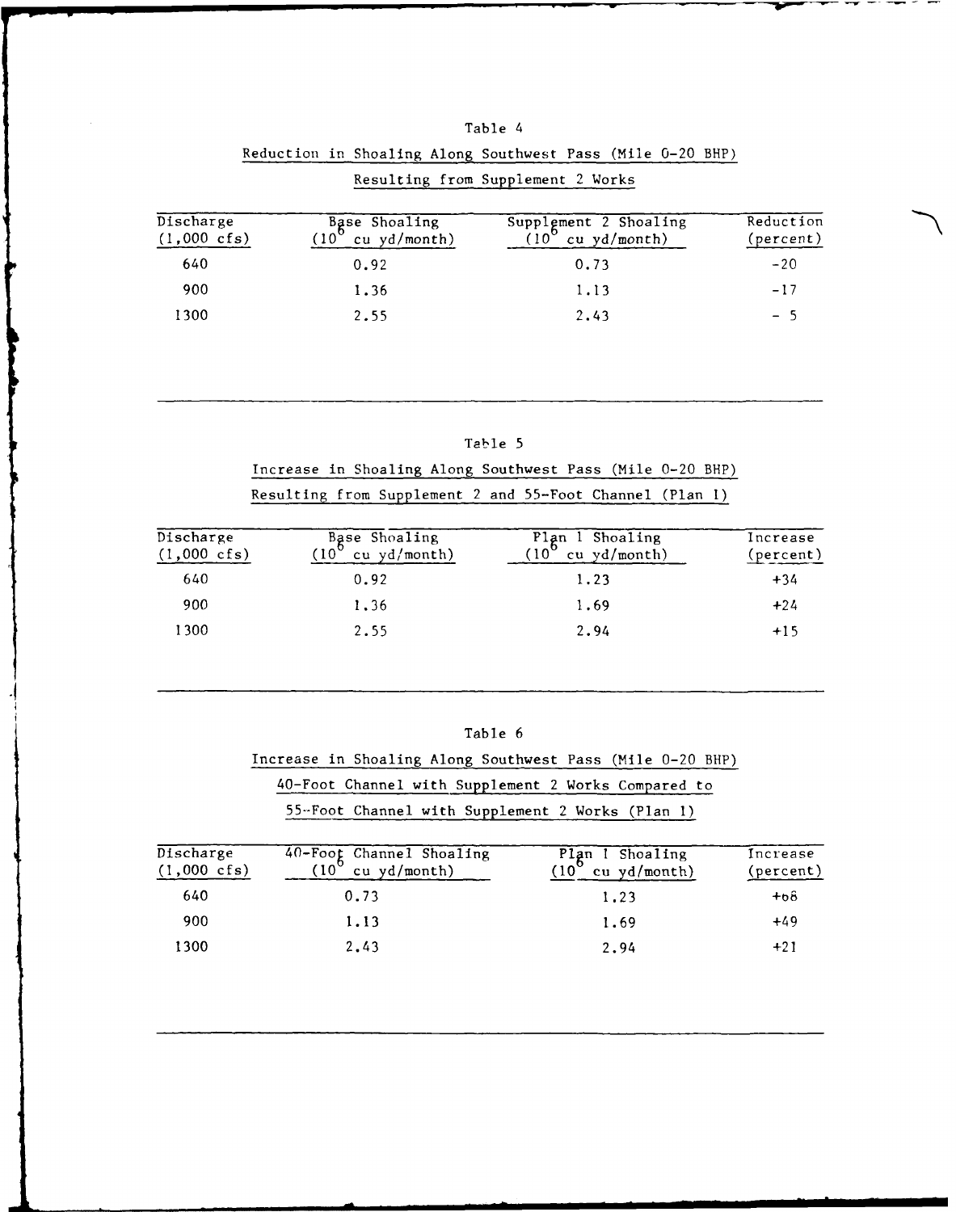Table 4

Reduction in Shoaling Along Southwest Pass (Mile 0-20 BHP) Resulting from Supplement 2 Works

| Discharge (1,000 cfs) | Base Shoaling ($10^6$ cu yd/month) | Supplement 2 Shoaling ($10^6$ cu yd/month) | Reduction (percent) |
|---|---|---|---|
| 640 | 0.92 | 0.73 | -20 |
| 900 | 1.36 | 1.13 | -17 |
| 1300 | 2.55 | 2.43 | - 5 |

Table 5

Increase in Shoaling Along Southwest Pass (Mile 0-20 BHP) Resulting from Supplement 2 and 55-Foot Channel (Plan 1)

| Discharge (1,000 cfs) | Base Shoaling ($10^6$ cu yd/month) | Plan 1 Shoaling ($10^6$ cu yd/month) | Increase (percent) |
|---|---|---|---|
| 640 | 0.92 | 1.23 | +34 |
| 900 | 1.36 | 1.69 | +24 |
| 1300 | 2.55 | 2.94 | +15 |

Table 6

Increase in Shoaling Along Southwest Pass (Mile 0-20 BHP) 40-Foot Channel with Supplement 2 Works Compared to 55-Foot Channel with Supplement 2 Works (Plan 1)

| Discharge (1,000 cfs) | 40-Foot Channel Shoaling ($10^6$ cu yd/month) | Plan 1 Shoaling ($10^6$ cu yd/month) | Increase (percent) |
|---|---|---|---|
| 640 | 0.73 | 1.23 | +68 |
| 900 | 1.13 | 1.69 | +49 |
| 1300 | 2.43 | 2.94 | +21 |